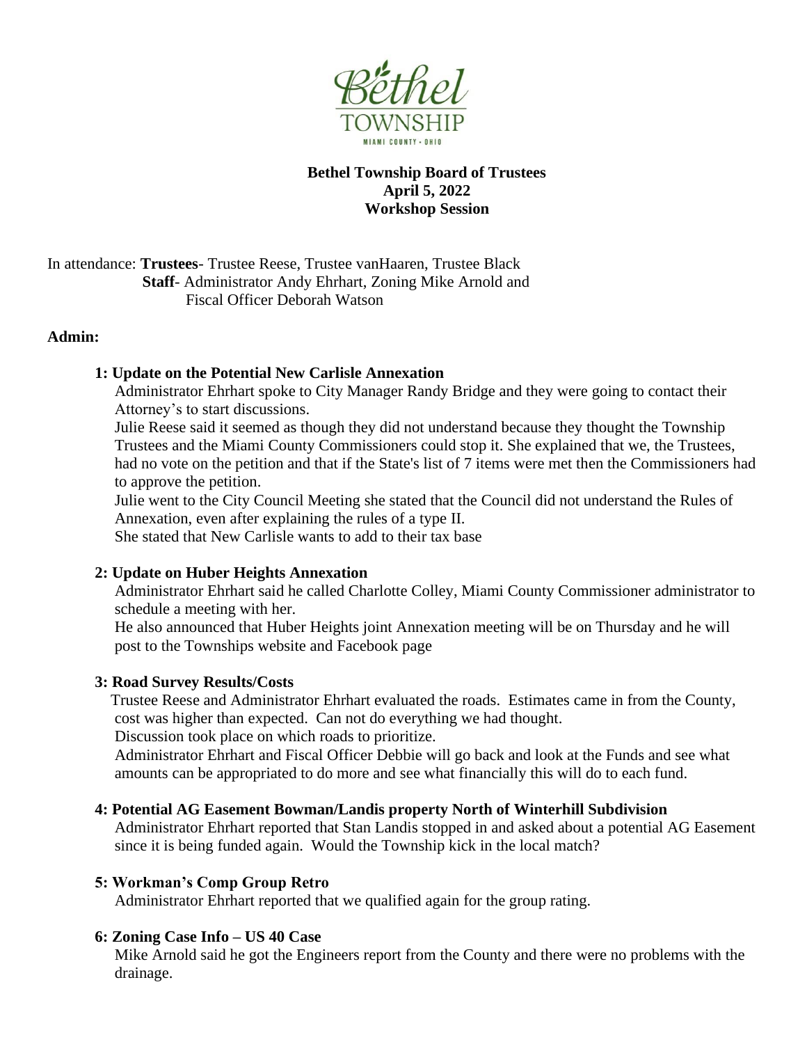**Bethel Township Board of Trustees**
**April 5, 2022**
**Workshop Session**

In attendance: **Trustees**- Trustee Reese, Trustee vanHaaren, Trustee Black
**Staff**- Administrator Andy Ehrhart, Zoning Mike Arnold and Fiscal Officer Deborah Watson

**Admin:**

**1: Update on the Potential New Carlisle Annexation**

Administrator Ehrhart spoke to City Manager Randy Bridge and they were going to contact their Attorney's to start discussions.

Julie Reese said it seemed as though they did not understand because they thought the Township Trustees and the Miami County Commissioners could stop it. She explained that we, the Trustees, had no vote on the petition and that if the State's list of 7 items were met then the Commissioners had to approve the petition.

Julie went to the City Council Meeting she stated that the Council did not understand the Rules of Annexation, even after explaining the rules of a type II.

She stated that New Carlisle wants to add to their tax base

**2: Update on Huber Heights Annexation**

Administrator Ehrhart said he called Charlotte Colley, Miami County Commissioner administrator to schedule a meeting with her.

He also announced that Huber Heights joint Annexation meeting will be on Thursday and he will post to the Townships website and Facebook page

**3: Road Survey Results/Costs**

Trustee Reese and Administrator Ehrhart evaluated the roads. Estimates came in from the County, cost was higher than expected. Can not do everything we had thought.

Discussion took place on which roads to prioritize.

Administrator Ehrhart and Fiscal Officer Debbie will go back and look at the Funds and see what amounts can be appropriated to do more and see what financially this will do to each fund.

**4: Potential AG Easement Bowman/Landis property North of Winterhill Subdivision**

Administrator Ehrhart reported that Stan Landis stopped in and asked about a potential AG Easement since it is being funded again. Would the Township kick in the local match?

**5: Workman's Comp Group Retro**

Administrator Ehrhart reported that we qualified again for the group rating.

**6: Zoning Case Info – US 40 Case**

Mike Arnold said he got the Engineers report from the County and there were no problems with the drainage.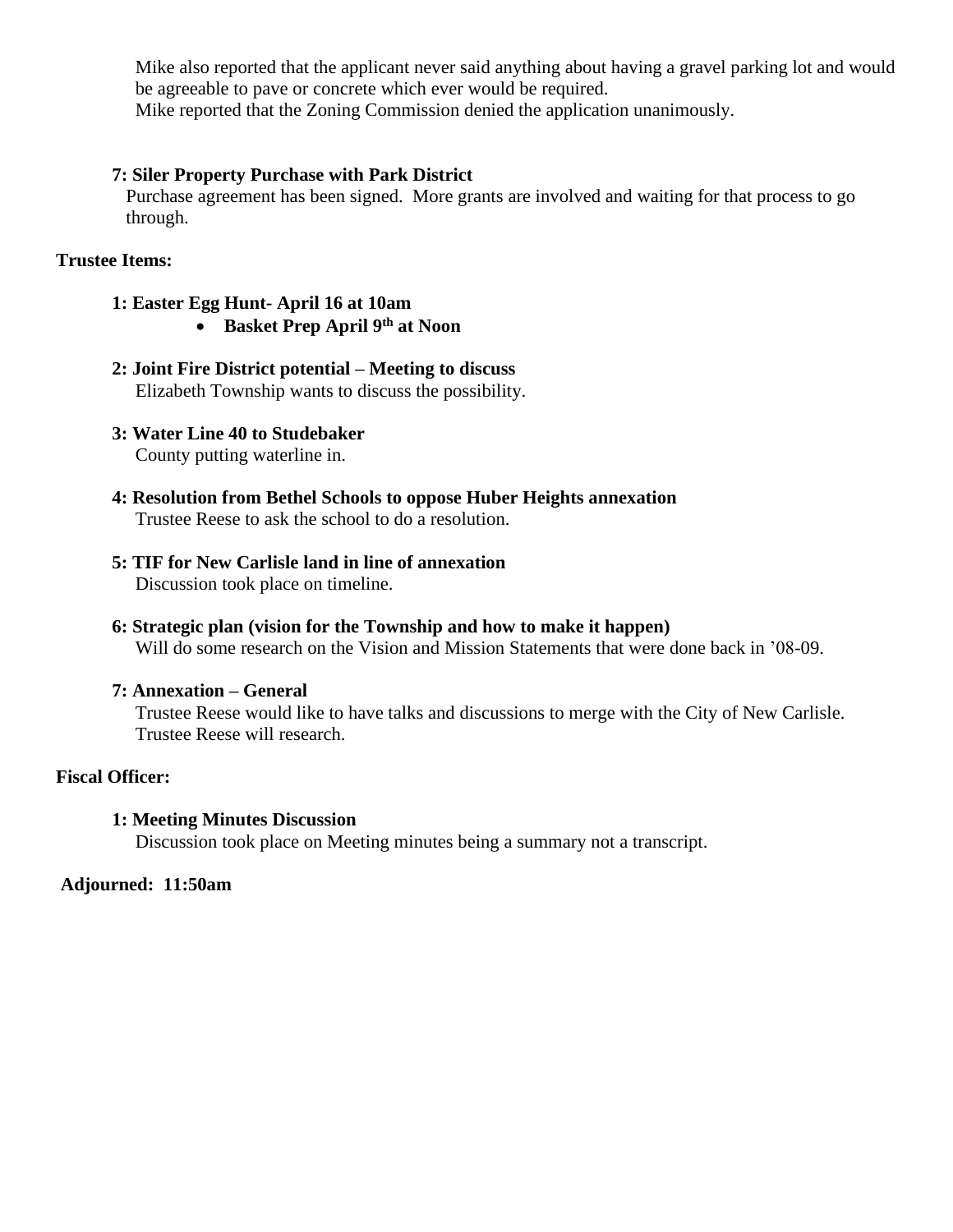Mike also reported that the applicant never said anything about having a gravel parking lot and would be agreeable to pave or concrete which ever would be required.
Mike reported that the Zoning Commission denied the application unanimously.

**7: Siler Property Purchase with Park District**
Purchase agreement has been signed. More grants are involved and waiting for that process to go through.

**Trustee Items:**

**1: Easter Egg Hunt- April 16 at 10am**

- **Basket Prep April 9th at Noon**

**2: Joint Fire District potential – Meeting to discuss**
Elizabeth Township wants to discuss the possibility.

**3: Water Line 40 to Studebaker**
County putting waterline in.

**4: Resolution from Bethel Schools to oppose Huber Heights annexation**
Trustee Reese to ask the school to do a resolution.

**5: TIF for New Carlisle land in line of annexation**
Discussion took place on timeline.

**6: Strategic plan (vision for the Township and how to make it happen)**
Will do some research on the Vision and Mission Statements that were done back in '08-09.

**7: Annexation – General**
Trustee Reese would like to have talks and discussions to merge with the City of New Carlisle.
Trustee Reese will research.

**Fiscal Officer:**

**1: Meeting Minutes Discussion**
Discussion took place on Meeting minutes being a summary not a transcript.

**Adjourned: 11:50am**